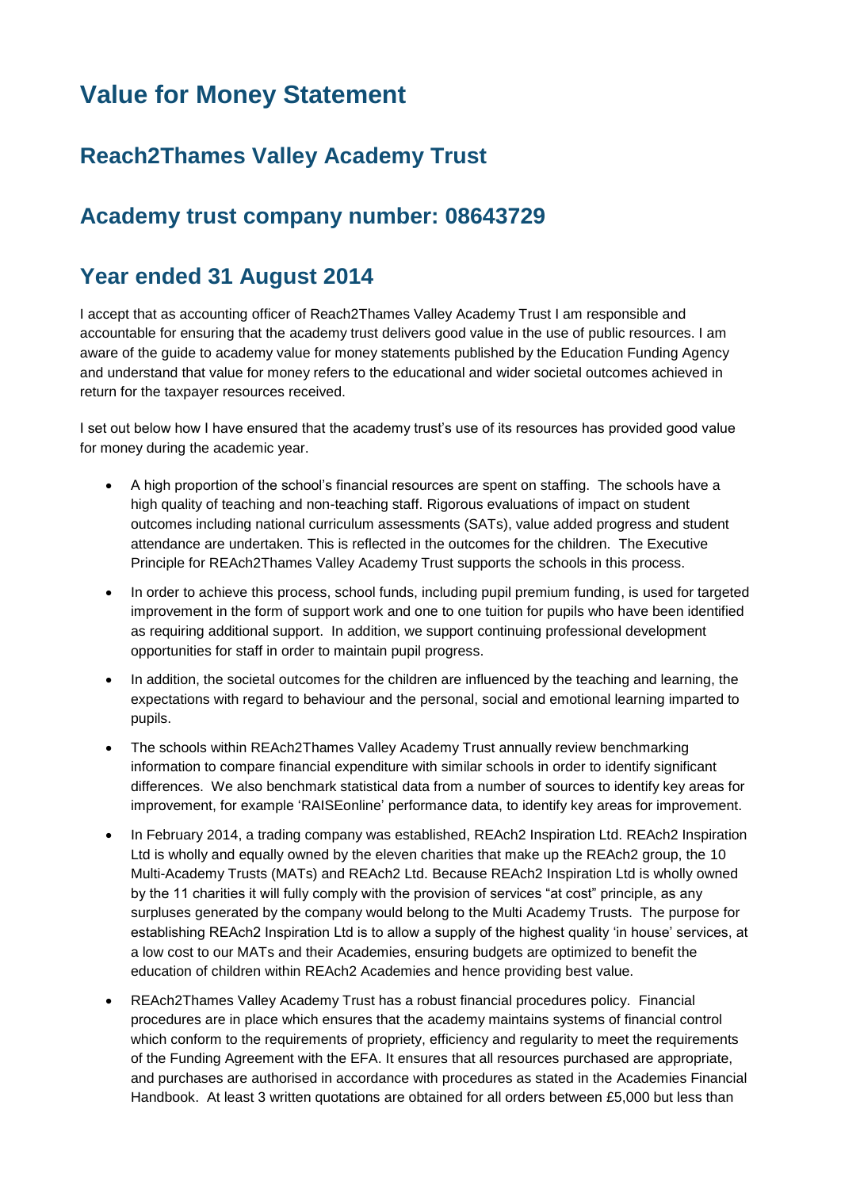# Value for Money Statement

## Reach2Thames Valley Academy Trust

## Academy trust company number: 08643729

## Year ended 31 August 2014

I accept that as accounting officer of Reach2Thames Valley Academy Trust I am responsible and accountable for ensuring that the academy trust delivers good value in the use of public resources. I am aware of the guide to academy value for money statements published by the Education Funding Agency and understand that value for money refers to the educational and wider societal outcomes achieved in return for the taxpayer resources received.

I set out below how I have ensured that the academy trust's use of its resources has provided good value for money during the academic year.

- A high proportion of the school's financial resources are spent on staffing. The schools have a high quality of teaching and non-teaching staff. Rigorous evaluations of impact on student outcomes including national curriculum assessments (SATs), value added progress and student attendance are undertaken. This is reflected in the outcomes for the children. The Executive Principle for REAch2Thames Valley Academy Trust supports the schools in this process.

- In order to achieve this process, school funds, including pupil premium funding, is used for targeted improvement in the form of support work and one to one tuition for pupils who have been identified as requiring additional support. In addition, we support continuing professional development opportunities for staff in order to maintain pupil progress.

- In addition, the societal outcomes for the children are influenced by the teaching and learning, the expectations with regard to behaviour and the personal, social and emotional learning imparted to pupils.

- The schools within REAch2Thames Valley Academy Trust annually review benchmarking information to compare financial expenditure with similar schools in order to identify significant differences. We also benchmark statistical data from a number of sources to identify key areas for improvement, for example 'RAISEonline' performance data, to identify key areas for improvement.

- In February 2014, a trading company was established, REAch2 Inspiration Ltd. REAch2 Inspiration Ltd is wholly and equally owned by the eleven charities that make up the REAch2 group, the 10 Multi-Academy Trusts (MATs) and REAch2 Ltd. Because REAch2 Inspiration Ltd is wholly owned by the 11 charities it will fully comply with the provision of services "at cost" principle, as any surpluses generated by the company would belong to the Multi Academy Trusts. The purpose for establishing REAch2 Inspiration Ltd is to allow a supply of the highest quality 'in house' services, at a low cost to our MATs and their Academies, ensuring budgets are optimized to benefit the education of children within REAch2 Academies and hence providing best value.

- REAch2Thames Valley Academy Trust has a robust financial procedures policy. Financial procedures are in place which ensures that the academy maintains systems of financial control which conform to the requirements of propriety, efficiency and regularity to meet the requirements of the Funding Agreement with the EFA. It ensures that all resources purchased are appropriate, and purchases are authorised in accordance with procedures as stated in the Academies Financial Handbook. At least 3 written quotations are obtained for all orders between £5,000 but less than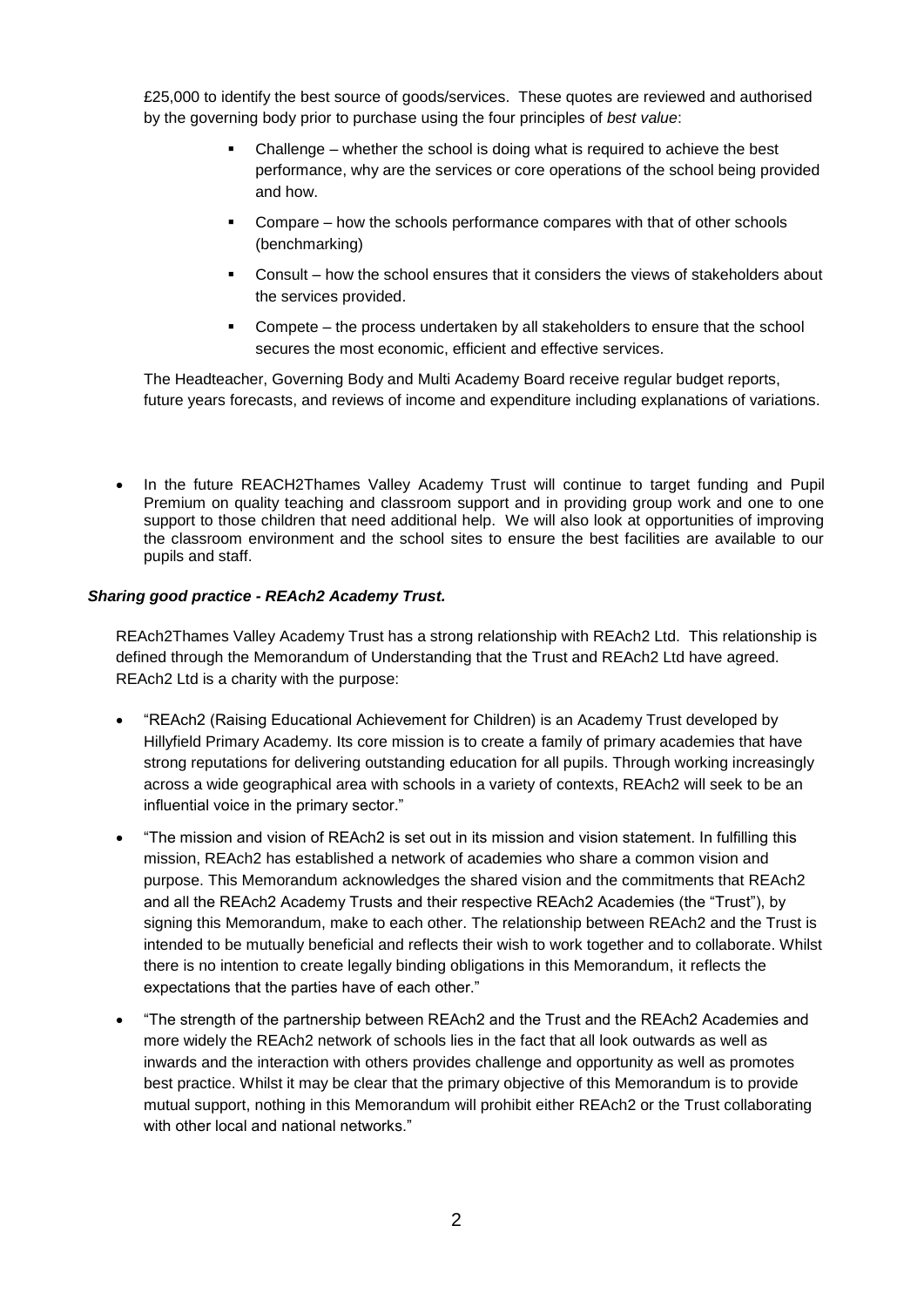£25,000 to identify the best source of goods/services. These quotes are reviewed and authorised by the governing body prior to purchase using the four principles of *best value*:

- Challenge – whether the school is doing what is required to achieve the best performance, why are the services or core operations of the school being provided and how.
- Compare – how the schools performance compares with that of other schools (benchmarking)
- Consult – how the school ensures that it considers the views of stakeholders about the services provided.
- Compete – the process undertaken by all stakeholders to ensure that the school secures the most economic, efficient and effective services.

The Headteacher, Governing Body and Multi Academy Board receive regular budget reports, future years forecasts, and reviews of income and expenditure including explanations of variations.

- In the future REACH2Thames Valley Academy Trust will continue to target funding and Pupil Premium on quality teaching and classroom support and in providing group work and one to one support to those children that need additional help. We will also look at opportunities of improving the classroom environment and the school sites to ensure the best facilities are available to our pupils and staff.

***Sharing good practice - REAch2 Academy Trust.***

REAch2Thames Valley Academy Trust has a strong relationship with REAch2 Ltd. This relationship is defined through the Memorandum of Understanding that the Trust and REAch2 Ltd have agreed. REAch2 Ltd is a charity with the purpose:

- "REAch2 (Raising Educational Achievement for Children) is an Academy Trust developed by Hillyfield Primary Academy. Its core mission is to create a family of primary academies that have strong reputations for delivering outstanding education for all pupils. Through working increasingly across a wide geographical area with schools in a variety of contexts, REAch2 will seek to be an influential voice in the primary sector."
- "The mission and vision of REAch2 is set out in its mission and vision statement. In fulfilling this mission, REAch2 has established a network of academies who share a common vision and purpose. This Memorandum acknowledges the shared vision and the commitments that REAch2 and all the REAch2 Academy Trusts and their respective REAch2 Academies (the "Trust"), by signing this Memorandum, make to each other. The relationship between REAch2 and the Trust is intended to be mutually beneficial and reflects their wish to work together and to collaborate. Whilst there is no intention to create legally binding obligations in this Memorandum, it reflects the expectations that the parties have of each other."
- "The strength of the partnership between REAch2 and the Trust and the REAch2 Academies and more widely the REAch2 network of schools lies in the fact that all look outwards as well as inwards and the interaction with others provides challenge and opportunity as well as promotes best practice. Whilst it may be clear that the primary objective of this Memorandum is to provide mutual support, nothing in this Memorandum will prohibit either REAch2 or the Trust collaborating with other local and national networks."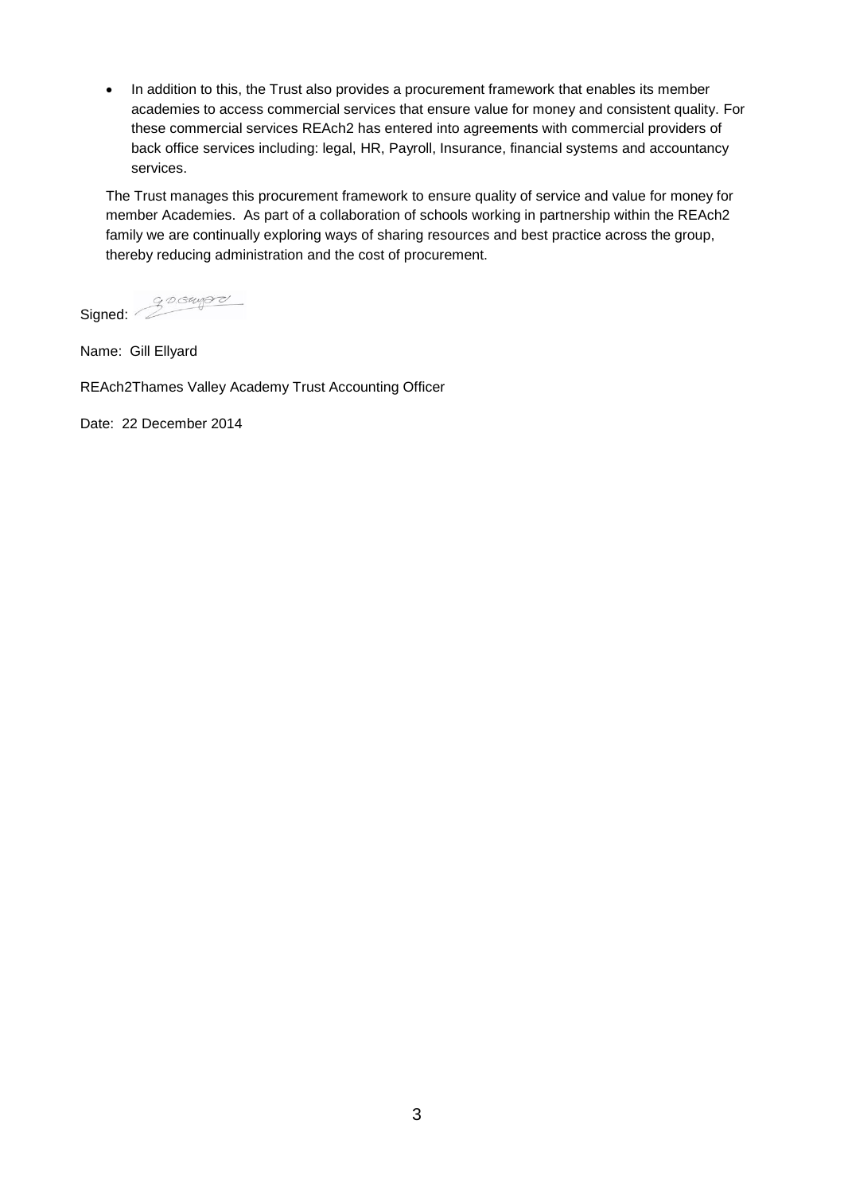- In addition to this, the Trust also provides a procurement framework that enables its member academies to access commercial services that ensure value for money and consistent quality. For these commercial services REAch2 has entered into agreements with commercial providers of back office services including: legal, HR, Payroll, Insurance, financial systems and accountancy services.

The Trust manages this procurement framework to ensure quality of service and value for money for member Academies. As part of a collaboration of schools working in partnership within the REAch2 family we are continually exploring ways of sharing resources and best practice across the group, thereby reducing administration and the cost of procurement.

Signed:

Name: Gill Ellyard

REAch2Thames Valley Academy Trust Accounting Officer

Date: 22 December 2014